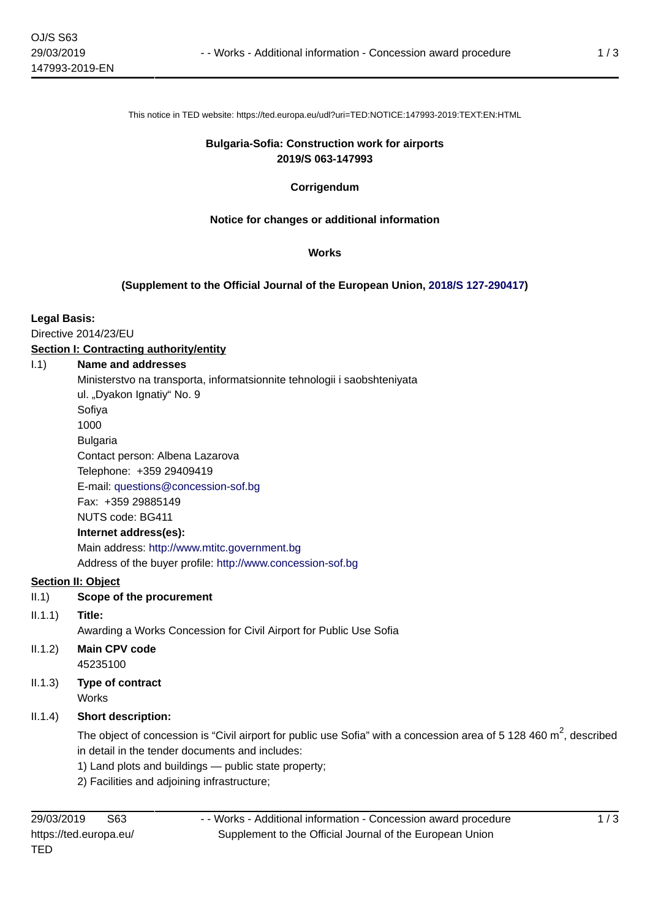This notice in TED website: https://ted.europa.eu/udl?uri=TED:NOTICE:147993-2019:TEXT:EN:HTML

**Bulgaria-Sofia: Construction work for airports**
**2019/S 063-147993**

**Corrigendum**

**Notice for changes or additional information**

**Works**

**(Supplement to the Official Journal of the European Union, 2018/S 127-290417)**

**Legal Basis:**

Directive 2014/23/EU

**Section I: Contracting authority/entity**

I.1) **Name and addresses**

Ministerstvo na transporta, informatsionnite tehnologii i saobshteniyata
ul. „Dyakon Ignatiy" No. 9
Sofiya
1000
Bulgaria
Contact person: Albena Lazarova
Telephone: +359 29409419
E-mail: questions@concession-sof.bg
Fax: +359 29885149
NUTS code: BG411

**Internet address(es):**

Main address: http://www.mtitc.government.bg
Address of the buyer profile: http://www.concession-sof.bg

**Section II: Object**

II.1) **Scope of the procurement**

II.1.1) **Title:**

Awarding a Works Concession for Civil Airport for Public Use Sofia

II.1.2) **Main CPV code**

45235100

II.1.3) **Type of contract**

Works

II.1.4) **Short description:**

The object of concession is "Civil airport for public use Sofia" with a concession area of 5 128 460 $m^2$, described in detail in the tender documents and includes:

1) Land plots and buildings — public state property;
2) Facilities and adjoining infrastructure;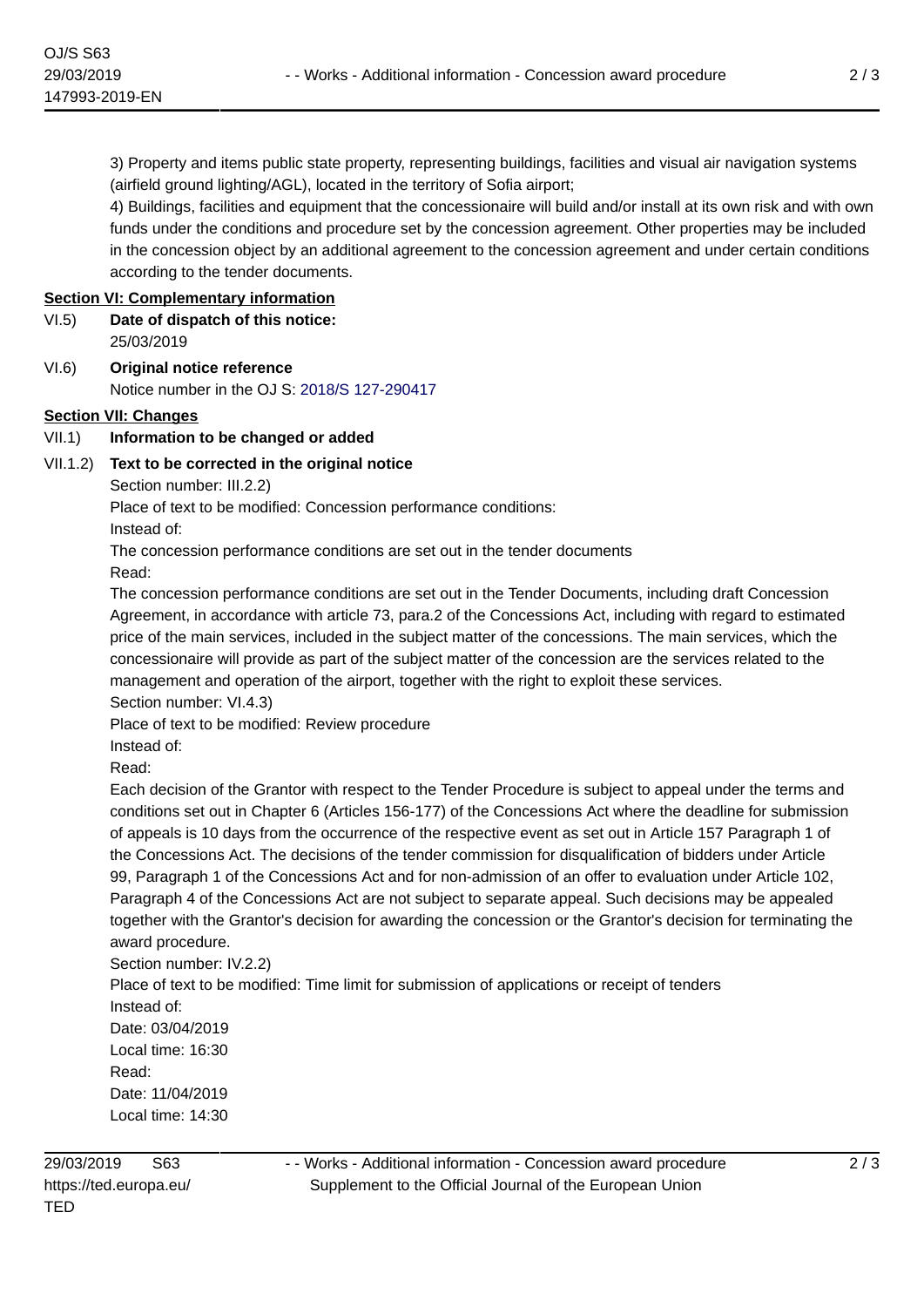3) Property and items public state property, representing buildings, facilities and visual air navigation systems (airfield ground lighting/AGL), located in the territory of Sofia airport;

4) Buildings, facilities and equipment that the concessionaire will build and/or install at its own risk and with own funds under the conditions and procedure set by the concession agreement. Other properties may be included in the concession object by an additional agreement to the concession agreement and under certain conditions according to the tender documents.

## Section VI: Complementary information

**VI.5) Date of dispatch of this notice:**

25/03/2019

**VI.6) Original notice reference**

Notice number in the OJ S: 2018/S 127-290417

## Section VII: Changes

**VII.1) Information to be changed or added**

**VII.1.2) Text to be corrected in the original notice**

Section number: III.2.2)

Place of text to be modified: Concession performance conditions:

Instead of:

The concession performance conditions are set out in the tender documents

Read:

The concession performance conditions are set out in the Tender Documents, including draft Concession Agreement, in accordance with article 73, para.2 of the Concessions Act, including with regard to estimated price of the main services, included in the subject matter of the concessions. The main services, which the concessionaire will provide as part of the subject matter of the concession are the services related to the management and operation of the airport, together with the right to exploit these services.

Section number: VI.4.3)

Place of text to be modified: Review procedure

Instead of:

Read:

Each decision of the Grantor with respect to the Tender Procedure is subject to appeal under the terms and conditions set out in Chapter 6 (Articles 156-177) of the Concessions Act where the deadline for submission of appeals is 10 days from the occurrence of the respective event as set out in Article 157 Paragraph 1 of the Concessions Act. The decisions of the tender commission for disqualification of bidders under Article 99, Paragraph 1 of the Concessions Act and for non-admission of an offer to evaluation under Article 102, Paragraph 4 of the Concessions Act are not subject to separate appeal. Such decisions may be appealed together with the Grantor's decision for awarding the concession or the Grantor's decision for terminating the award procedure.

Section number: IV.2.2)

Place of text to be modified: Time limit for submission of applications or receipt of tenders

Instead of:

Date: 03/04/2019

Local time: 16:30

Read:

Date: 11/04/2019

Local time: 14:30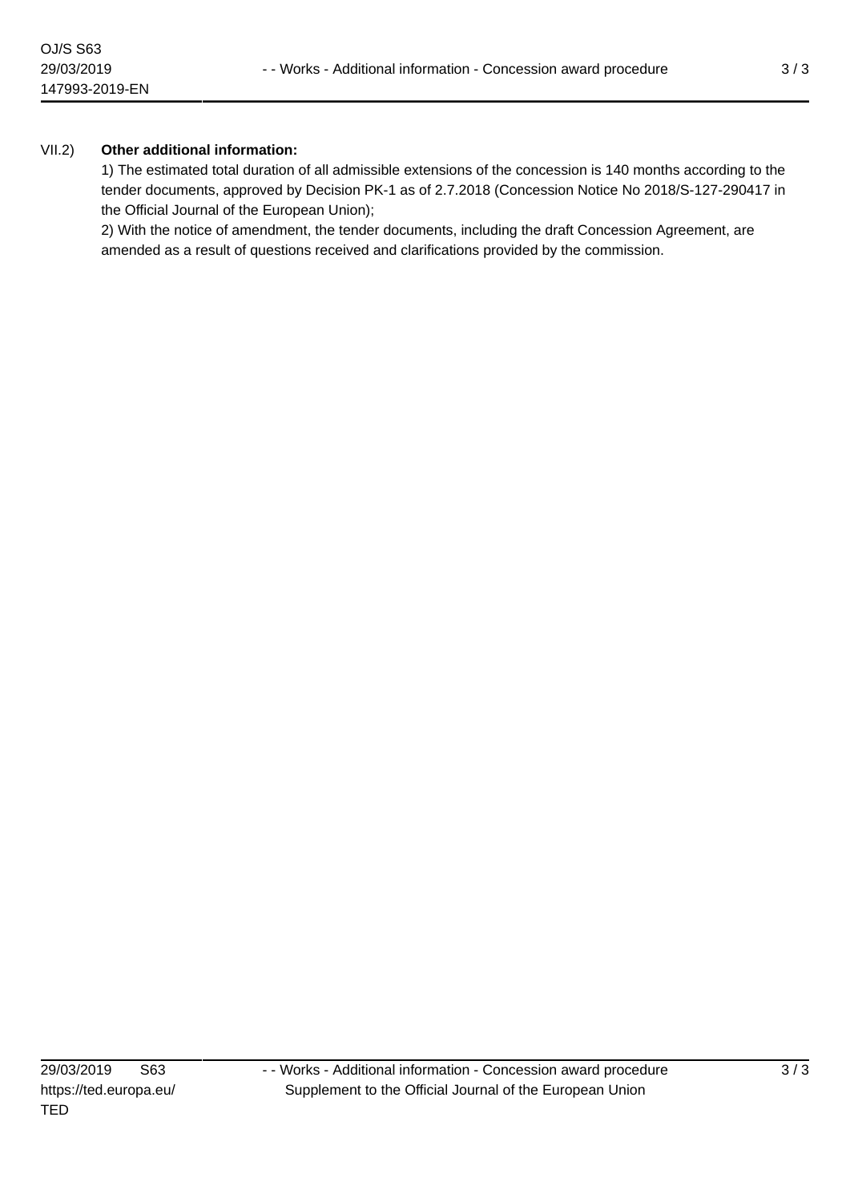VII.2) **Other additional information:**

1) The estimated total duration of all admissible extensions of the concession is 140 months according to the tender documents, approved by Decision PK-1 as of 2.7.2018 (Concession Notice No 2018/S-127-290417 in the Official Journal of the European Union);

2) With the notice of amendment, the tender documents, including the draft Concession Agreement, are amended as a result of questions received and clarifications provided by the commission.